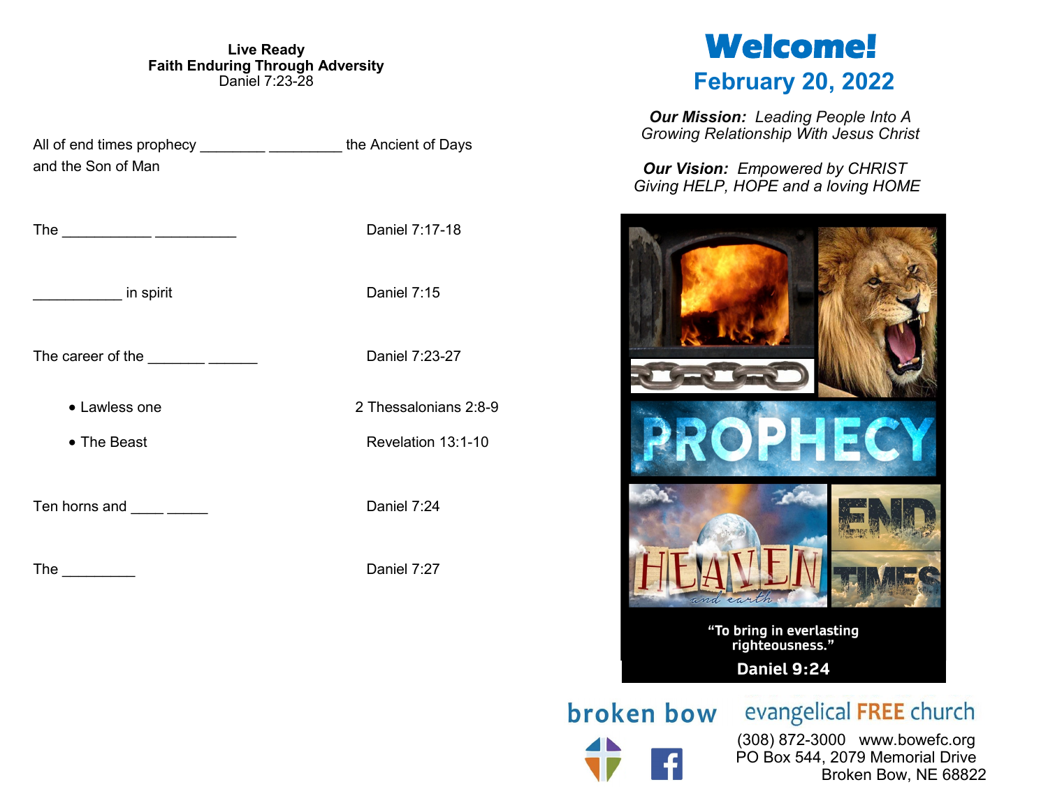**Live Ready**
**Faith Enduring Through Adversity**
Daniel 7:23-28

All of end times prophecy ________ _________ the Ancient of Days and the Son of Man

The ___________ __________ — Daniel 7:17-18

___________ in spirit — Daniel 7:15

The career of the _______ ______ — Daniel 7:23-27

- Lawless one — 2 Thessalonians 2:8-9
- The Beast — Revelation 13:1-10

Ten horns and ____ _____ — Daniel 7:24

The _________ — Daniel 7:27

# Welcome!

## February 20, 2022

***Our Mission:*** *Leading People Into A Growing Relationship With Jesus Christ*

***Our Vision:*** *Empowered by CHRIST Giving HELP, HOPE and a loving HOME*

PROPHECY

HEAVEN and earth

END TIMES

"To bring in everlasting righteousness."

**Daniel 9:24**

broken bow evangelical FREE church

(308) 872-3000 www.bowefc.org
PO Box 544, 2079 Memorial Drive
Broken Bow, NE 68822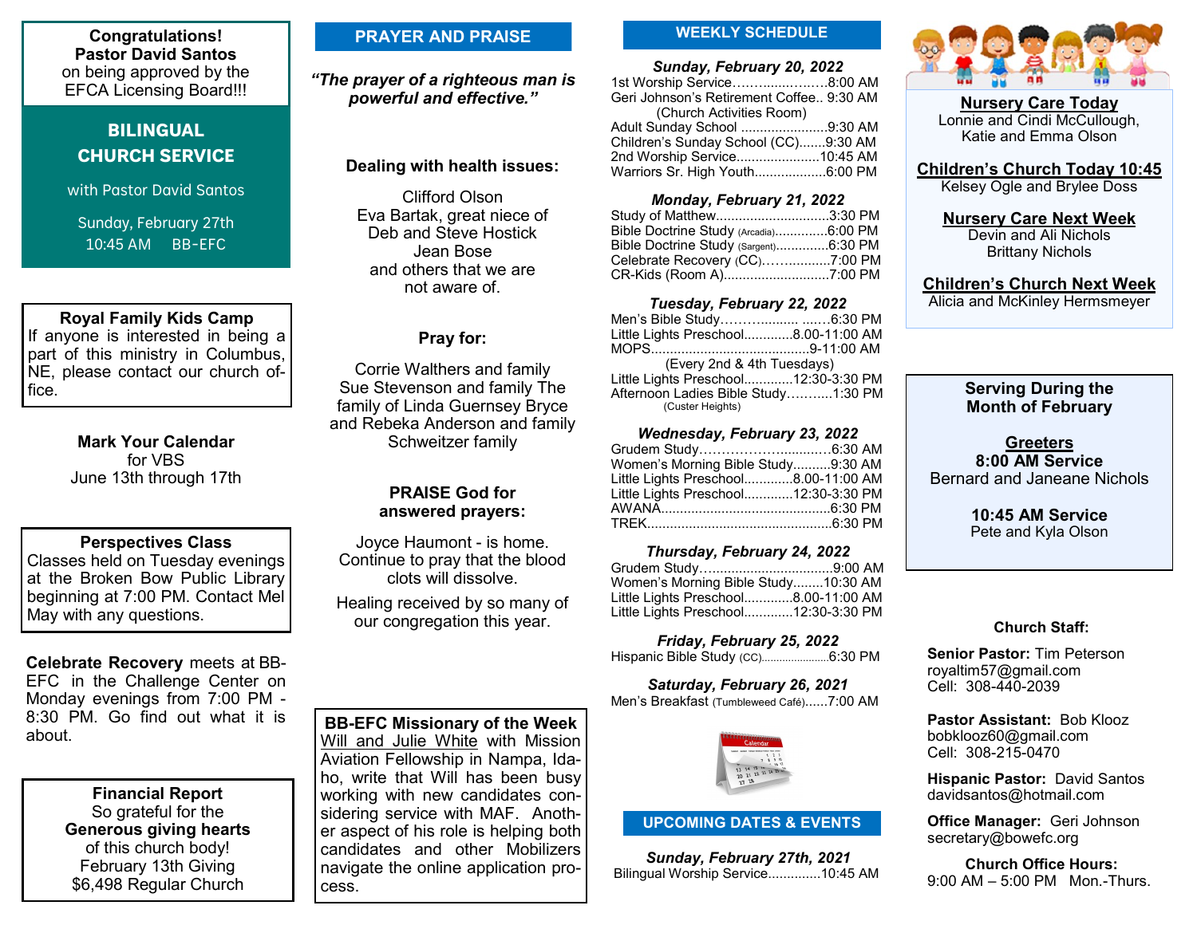**Congratulations!**
**Pastor David Santos**
on being approved by the EFCA Licensing Board!!!

**BILINGUAL CHURCH SERVICE**

with Pastor David Santos

Sunday, February 27th
10:45 AM BB-EFC

**Royal Family Kids Camp**
If anyone is interested in being a part of this ministry in Columbus, NE, please contact our church office.

**Mark Your Calendar**
for VBS
June 13th through 17th

**Perspectives Class**
Classes held on Tuesday evenings at the Broken Bow Public Library beginning at 7:00 PM. Contact Mel May with any questions.

**Celebrate Recovery** meets at BB-EFC in the Challenge Center on Monday evenings from 7:00 PM - 8:30 PM. Go find out what it is about.

**Financial Report**
So grateful for the
**Generous giving hearts**
of this church body!
February 13th Giving
$6,498 Regular Church

## PRAYER AND PRAISE

***"The prayer of a righteous man is powerful and effective."***

**Dealing with health issues:**

Clifford Olson
Eva Bartak, great niece of Deb and Steve Hostick
Jean Bose
and others that we are not aware of.

**Pray for:**

Corrie Walthers and family
Sue Stevenson and family The family of Linda Guernsey Bryce and Rebeka Anderson and family
Schweitzer family

**PRAISE God for answered prayers:**

Joyce Haumont - is home. Continue to pray that the blood clots will dissolve.

Healing received by so many of our congregation this year.

**BB-EFC Missionary of the Week**
Will and Julie White with Mission Aviation Fellowship in Nampa, Idaho, write that Will has been busy working with new candidates considering service with MAF. Another aspect of his role is helping both candidates and other Mobilizers navigate the online application process.

## WEEKLY SCHEDULE

***Sunday, February 20, 2022***
1st Worship Service........................8:00 AM
Geri Johnson's Retirement Coffee.. 9:30 AM
(Church Activities Room)
Adult Sunday School .......................9:30 AM
Children's Sunday School (CC).......9:30 AM
2nd Worship Service......................10:45 AM
Warriors Sr. High Youth...................6:00 PM

***Monday, February 21, 2022***
Study of Matthew..............................3:30 PM
Bible Doctrine Study (Arcadia)..............6:00 PM
Bible Doctrine Study (Sargent)..............6:30 PM
Celebrate Recovery (CC).................7:00 PM
CR-Kids (Room A)............................7:00 PM

***Tuesday, February 22, 2022***
Men's Bible Study..............................6:30 PM
Little Lights Preschool.............8.00-11:00 AM
MOPS..........................................9-11:00 AM
(Every 2nd & 4th Tuesdays)
Little Lights Preschool.............12:30-3:30 PM
Afternoon Ladies Bible Study...........1:30 PM
(Custer Heights)

***Wednesday, February 23, 2022***
Grudem Study.....................................6:30 AM
Women's Morning Bible Study..........9:30 AM
Little Lights Preschool.............8.00-11:00 AM
Little Lights Preschool.............12:30-3:30 PM
AWANA.............................................6:30 PM
TREK.................................................6:30 PM

***Thursday, February 24, 2022***
Grudem Study.....................................9:00 AM
Women's Morning Bible Study........10:30 AM
Little Lights Preschool.............8.00-11:00 AM
Little Lights Preschool.............12:30-3:30 PM

***Friday, February 25, 2022***
Hispanic Bible Study (CC)......................6:30 PM

***Saturday, February 26, 2021***
Men's Breakfast (Tumbleweed Café)......7:00 AM

## UPCOMING DATES & EVENTS

***Sunday, February 27th, 2021***
Bilingual Worship Service.............10:45 AM

**Nursery Care Today**
Lonnie and Cindi McCullough, Katie and Emma Olson

**Children's Church Today 10:45**
Kelsey Ogle and Brylee Doss

**Nursery Care Next Week**
Devin and Ali Nichols
Brittany Nichols

**Children's Church Next Week**
Alicia and McKinley Hermsmeyer

**Serving During the Month of February**

**Greeters**
**8:00 AM Service**
Bernard and Janeane Nichols

**10:45 AM Service**
Pete and Kyla Olson

**Church Staff:**

**Senior Pastor:** Tim Peterson
royaltim57@gmail.com
Cell: 308-440-2039

**Pastor Assistant:** Bob Klooz
bobklooz60@gmail.com
Cell: 308-215-0470

**Hispanic Pastor:** David Santos
davidsantos@hotmail.com

**Office Manager:** Geri Johnson
secretary@bowefc.org

**Church Office Hours:**
9:00 AM – 5:00 PM Mon.-Thurs.